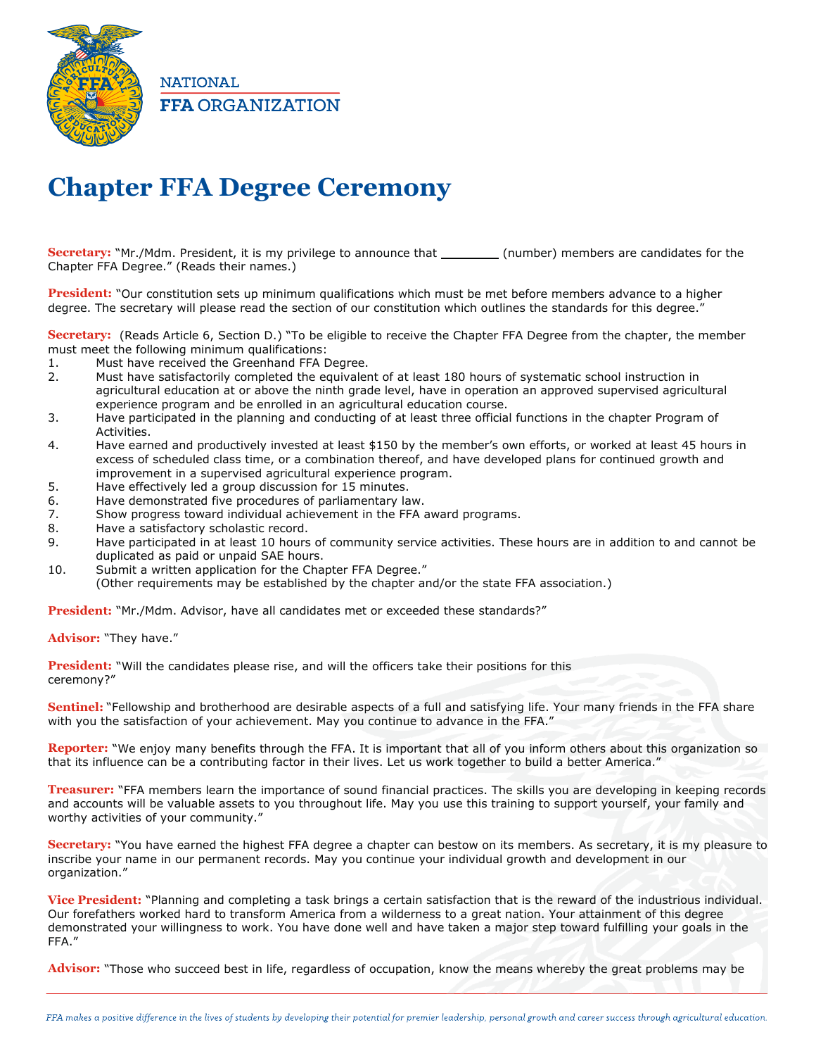NATIONAL
FFA ORGANIZATION

# Chapter FFA Degree Ceremony

**Secretary:** "Mr./Mdm. President, it is my privilege to announce that ________ (number) members are candidates for the Chapter FFA Degree." (Reads their names.)

**President:** "Our constitution sets up minimum qualifications which must be met before members advance to a higher degree. The secretary will please read the section of our constitution which outlines the standards for this degree."

**Secretary:** (Reads Article 6, Section D.) "To be eligible to receive the Chapter FFA Degree from the chapter, the member must meet the following minimum qualifications:

1. Must have received the Greenhand FFA Degree.
2. Must have satisfactorily completed the equivalent of at least 180 hours of systematic school instruction in agricultural education at or above the ninth grade level, have in operation an approved supervised agricultural experience program and be enrolled in an agricultural education course.
3. Have participated in the planning and conducting of at least three official functions in the chapter Program of Activities.
4. Have earned and productively invested at least $150 by the member's own efforts, or worked at least 45 hours in excess of scheduled class time, or a combination thereof, and have developed plans for continued growth and improvement in a supervised agricultural experience program.
5. Have effectively led a group discussion for 15 minutes.
6. Have demonstrated five procedures of parliamentary law.
7. Show progress toward individual achievement in the FFA award programs.
8. Have a satisfactory scholastic record.
9. Have participated in at least 10 hours of community service activities. These hours are in addition to and cannot be duplicated as paid or unpaid SAE hours.
10. Submit a written application for the Chapter FFA Degree."
    (Other requirements may be established by the chapter and/or the state FFA association.)

**President:** "Mr./Mdm. Advisor, have all candidates met or exceeded these standards?"

**Advisor:** "They have."

**President:** "Will the candidates please rise, and will the officers take their positions for this ceremony?"

**Sentinel:** "Fellowship and brotherhood are desirable aspects of a full and satisfying life. Your many friends in the FFA share with you the satisfaction of your achievement. May you continue to advance in the FFA."

**Reporter:** "We enjoy many benefits through the FFA. It is important that all of you inform others about this organization so that its influence can be a contributing factor in their lives. Let us work together to build a better America."

**Treasurer:** "FFA members learn the importance of sound financial practices. The skills you are developing in keeping records and accounts will be valuable assets to you throughout life. May you use this training to support yourself, your family and worthy activities of your community."

**Secretary:** "You have earned the highest FFA degree a chapter can bestow on its members. As secretary, it is my pleasure to inscribe your name in our permanent records. May you continue your individual growth and development in our organization."

**Vice President:** "Planning and completing a task brings a certain satisfaction that is the reward of the industrious individual. Our forefathers worked hard to transform America from a wilderness to a great nation. Your attainment of this degree demonstrated your willingness to work. You have done well and have taken a major step toward fulfilling your goals in the FFA."

**Advisor:** "Those who succeed best in life, regardless of occupation, know the means whereby the great problems may be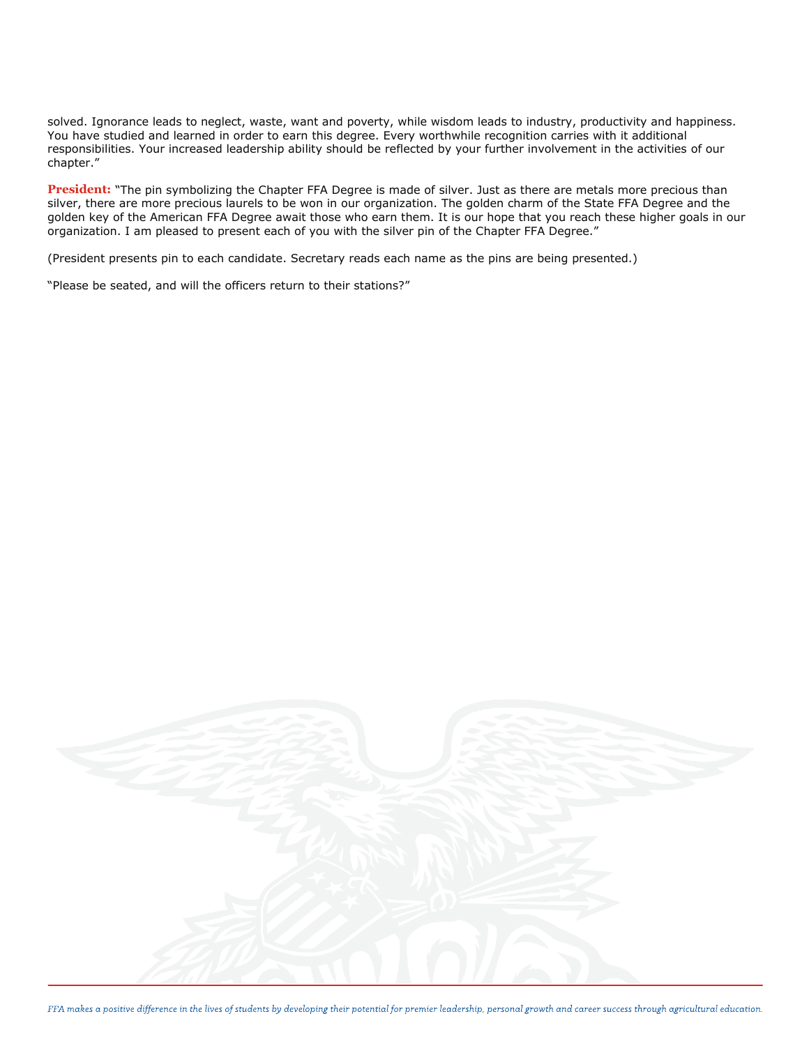solved. Ignorance leads to neglect, waste, want and poverty, while wisdom leads to industry, productivity and happiness. You have studied and learned in order to earn this degree. Every worthwhile recognition carries with it additional responsibilities. Your increased leadership ability should be reflected by your further involvement in the activities of our chapter."

**President:** "The pin symbolizing the Chapter FFA Degree is made of silver. Just as there are metals more precious than silver, there are more precious laurels to be won in our organization. The golden charm of the State FFA Degree and the golden key of the American FFA Degree await those who earn them. It is our hope that you reach these higher goals in our organization. I am pleased to present each of you with the silver pin of the Chapter FFA Degree."

(President presents pin to each candidate. Secretary reads each name as the pins are being presented.)

"Please be seated, and will the officers return to their stations?"